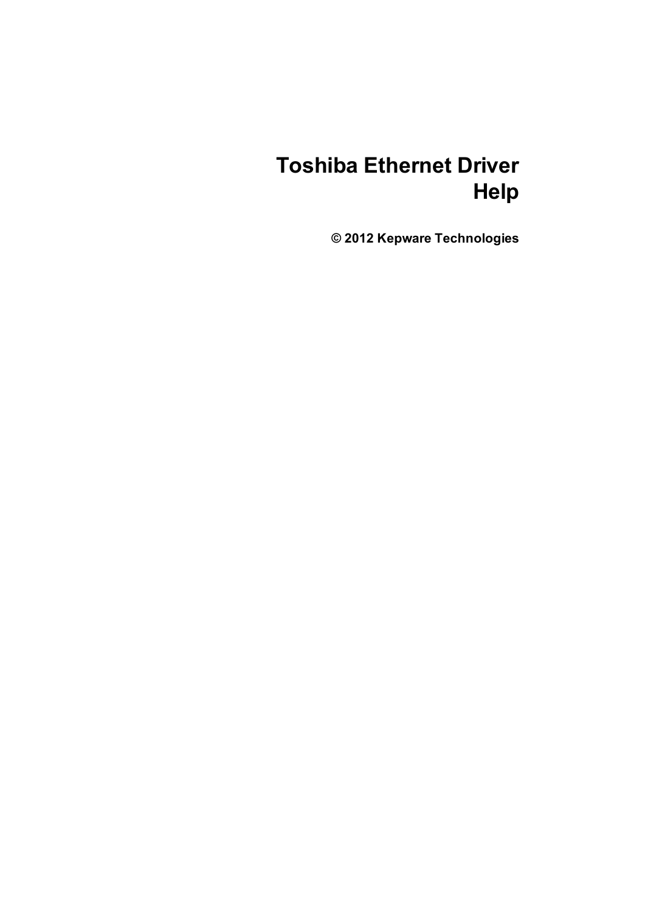# Toshiba Ethernet Driver Help

**© 2012 Kepware Technologies**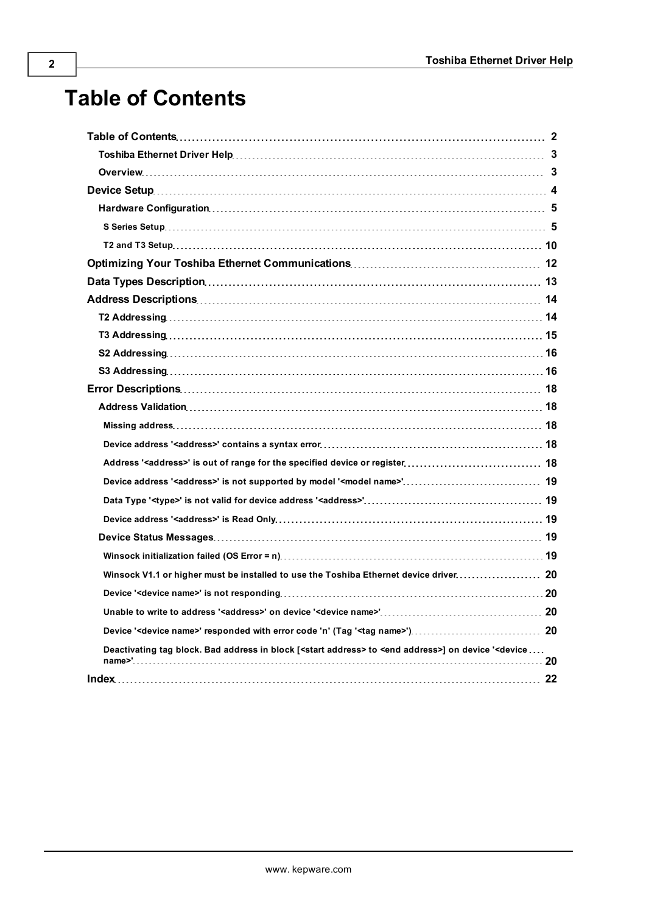# Table of Contents

- Table of Contents ... 2
  - Toshiba Ethernet Driver Help ... 3
  - Overview ... 3
- Device Setup ... 4
  - Hardware Configuration ... 5
    - S Series Setup ... 5
    - T2 and T3 Setup ... 10
- Optimizing Your Toshiba Ethernet Communications ... 12
- Data Types Description ... 13
- Address Descriptions ... 14
  - T2 Addressing ... 14
  - T3 Addressing ... 15
  - S2 Addressing ... 16
  - S3 Addressing ... 16
- Error Descriptions ... 18
  - Address Validation ... 18
    - Missing address ... 18
    - Device address '<address>' contains a syntax error ... 18
    - Address '<address>' is out of range for the specified device or register ... 18
    - Device address '<address>' is not supported by model '<model name>' ... 19
    - Data Type '<type>' is not valid for device address '<address>' ... 19
    - Device address '<address>' is Read Only ... 19
  - Device Status Messages ... 19
    - Winsock initialization failed (OS Error = n) ... 19
    - Winsock V1.1 or higher must be installed to use the Toshiba Ethernet device driver ... 20
    - Device '<device name>' is not responding ... 20
    - Unable to write to address '<address>' on device '<device name>' ... 20
    - Device '<device name>' responded with error code 'n' (Tag '<tag name>') ... 20
    - Deactivating tag block. Bad address in block [<start address> to <end address>] on device '<device name>' ... 20
- Index ... 22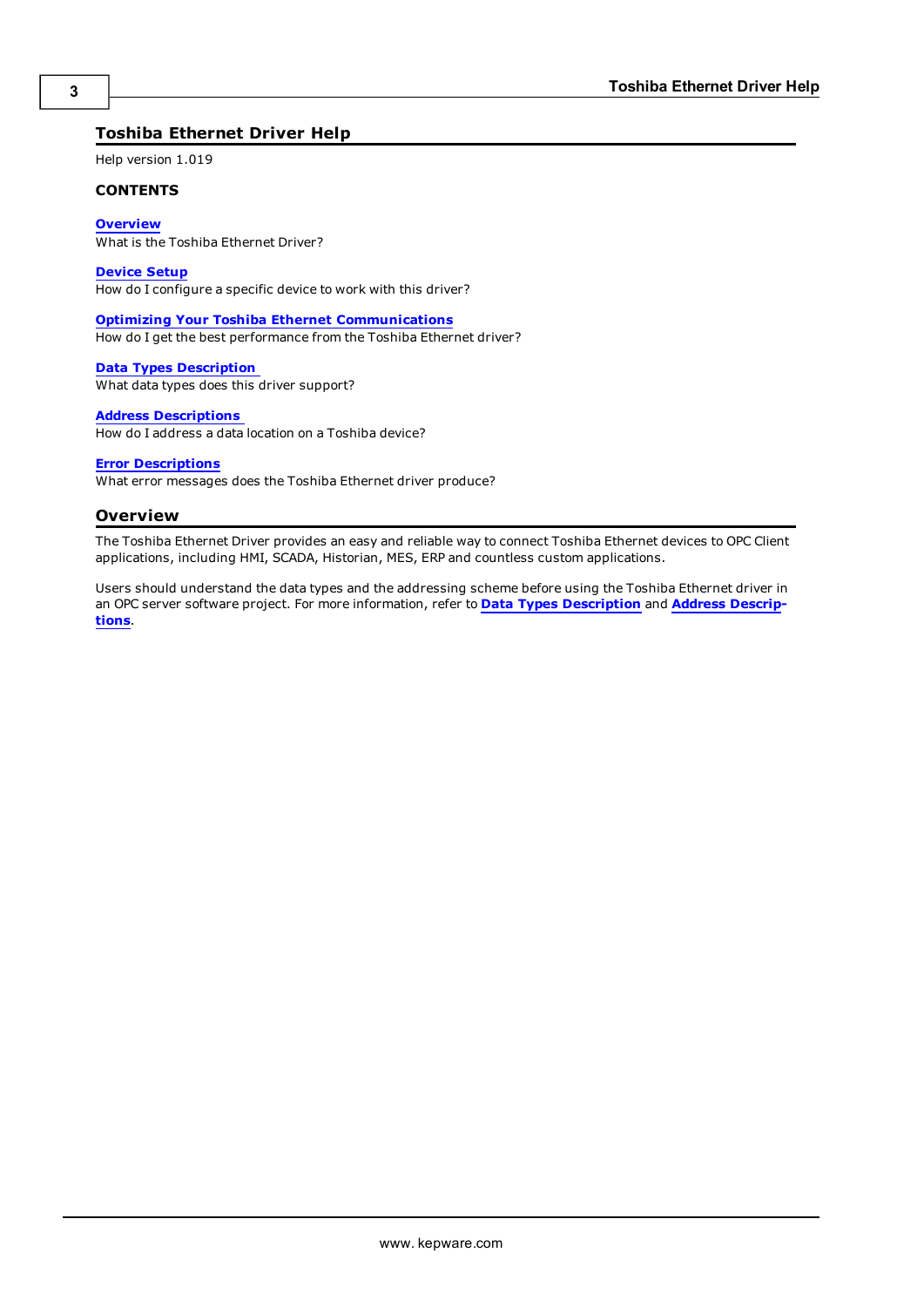# Toshiba Ethernet Driver Help

Help version 1.019

**CONTENTS**

**Overview**
What is the Toshiba Ethernet Driver?

**Device Setup**
How do I configure a specific device to work with this driver?

**Optimizing Your Toshiba Ethernet Communications**
How do I get the best performance from the Toshiba Ethernet driver?

**Data Types Description**
What data types does this driver support?

**Address Descriptions**
How do I address a data location on a Toshiba device?

**Error Descriptions**
What error messages does the Toshiba Ethernet driver produce?

## Overview

The Toshiba Ethernet Driver provides an easy and reliable way to connect Toshiba Ethernet devices to OPC Client applications, including HMI, SCADA, Historian, MES, ERP and countless custom applications.

Users should understand the data types and the addressing scheme before using the Toshiba Ethernet driver in an OPC server software project. For more information, refer to **Data Types Description** and **Address Descriptions**.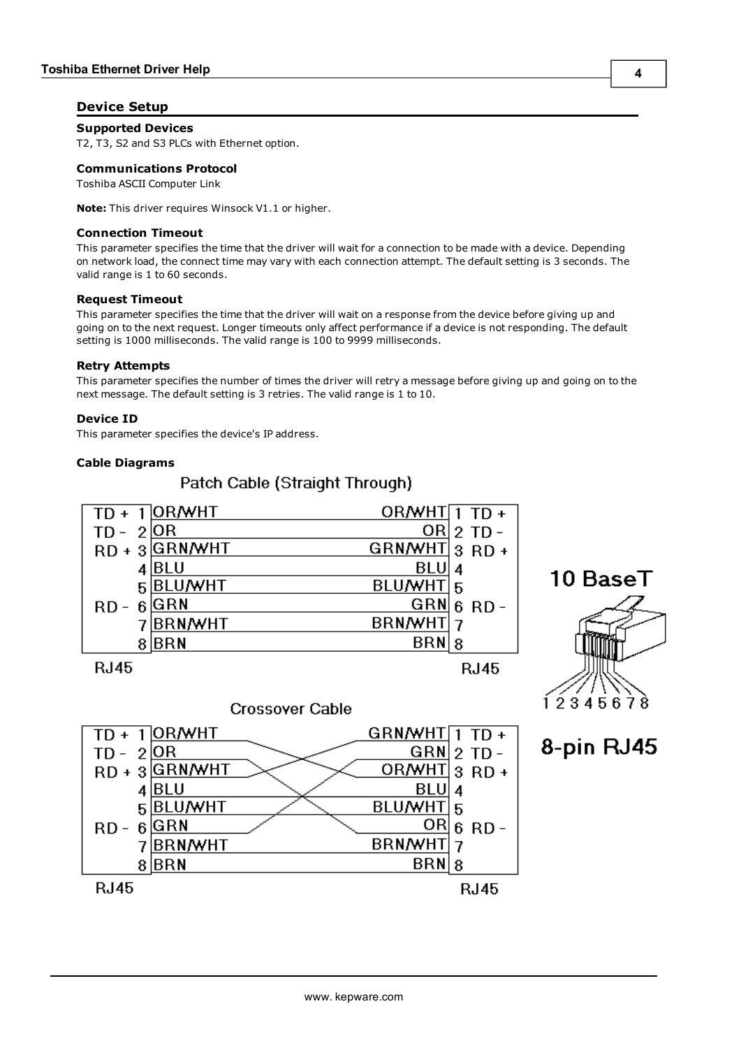## Device Setup

### Supported Devices

T2, T3, S2 and S3 PLCs with Ethernet option.

### Communications Protocol

Toshiba ASCII Computer Link

**Note:** This driver requires Winsock V1.1 or higher.

### Connection Timeout

This parameter specifies the time that the driver will wait for a connection to be made with a device. Depending on network load, the connect time may vary with each connection attempt. The default setting is 3 seconds. The valid range is 1 to 60 seconds.

### Request Timeout

This parameter specifies the time that the driver will wait on a response from the device before giving up and going on to the next request. Longer timeouts only affect performance if a device is not responding. The default setting is 1000 milliseconds. The valid range is 100 to 9999 milliseconds.

### Retry Attempts

This parameter specifies the number of times the driver will retry a message before giving up and going on to the next message. The default setting is 3 retries. The valid range is 1 to 10.

### Device ID

This parameter specifies the device's IP address.

### Cable Diagrams

**Patch Cable (Straight Through)**

| RJ45 Signal | Pin | Wire | Wire | Pin | RJ45 Signal |
|---|---|---|---|---|---|
| TD + | 1 | OR/WHT | OR/WHT | 1 | TD + |
| TD - | 2 | OR | OR | 2 | TD - |
| RD + | 3 | GRN/WHT | GRN/WHT | 3 | RD + |
| | 4 | BLU | BLU | 4 | |
| | 5 | BLU/WHT | BLU/WHT | 5 | |
| RD - | 6 | GRN | GRN | 6 | RD - |
| | 7 | BRN/WHT | BRN/WHT | 7 | |
| | 8 | BRN | BRN | 8 | |

**Crossover Cable**

| RJ45 Signal | Pin | Wire | Wire | Pin | RJ45 Signal |
|---|---|---|---|---|---|
| TD + | 1 | OR/WHT | GRN/WHT | 1 | TD + |
| TD - | 2 | OR | GRN | 2 | TD - |
| RD + | 3 | GRN/WHT | OR/WHT | 3 | RD + |
| | 4 | BLU | BLU | 4 | |
| | 5 | BLU/WHT | BLU/WHT | 5 | |
| RD - | 6 | GRN | OR | 6 | RD - |
| | 7 | BRN/WHT | BRN/WHT | 7 | |
| | 8 | BRN | BRN | 8 | |

10 BaseT

1 2 3 4 5 6 7 8

8-pin RJ45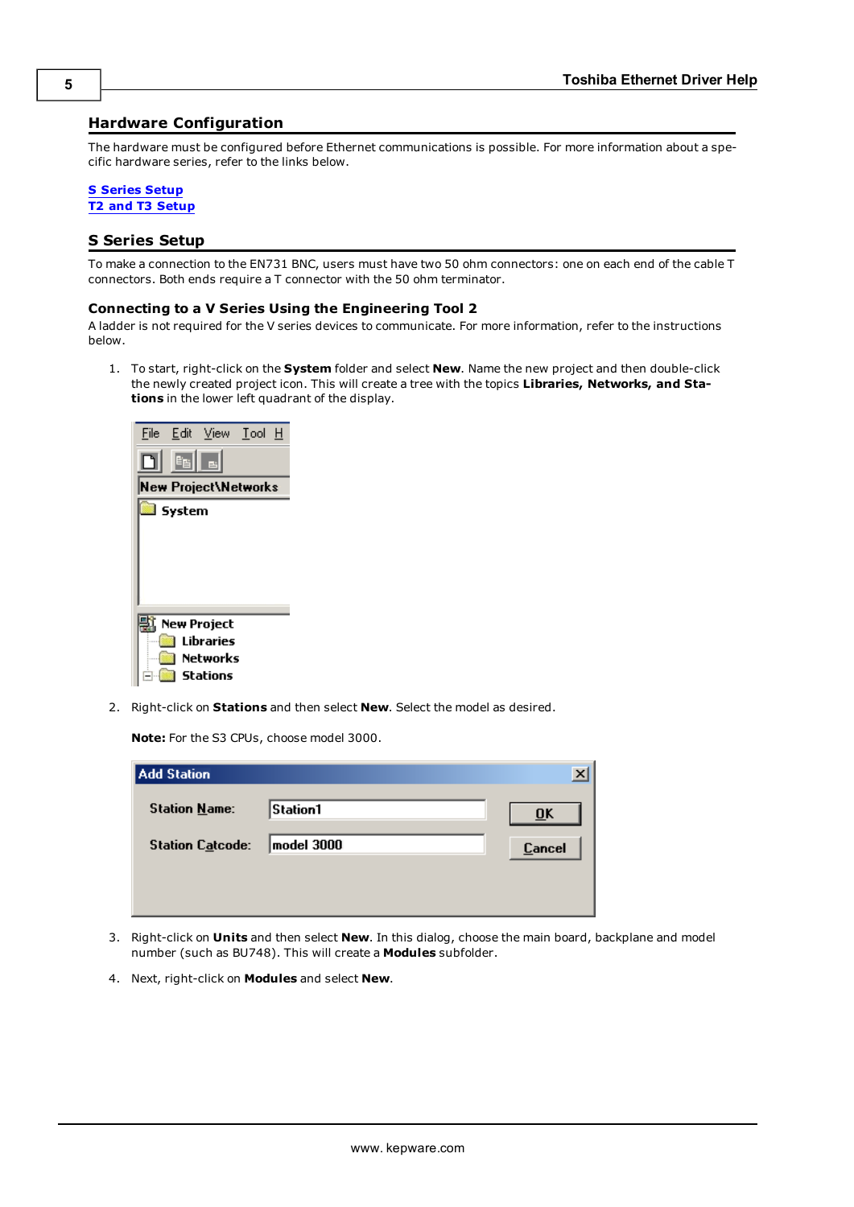## Hardware Configuration

The hardware must be configured before Ethernet communications is possible. For more information about a specific hardware series, refer to the links below.

S Series Setup
T2 and T3 Setup

## S Series Setup

To make a connection to the EN731 BNC, users must have two 50 ohm connectors: one on each end of the cable T connectors. Both ends require a T connector with the 50 ohm terminator.

### Connecting to a V Series Using the Engineering Tool 2

A ladder is not required for the V series devices to communicate. For more information, refer to the instructions below.

1. To start, right-click on the **System** folder and select **New**. Name the new project and then double-click the newly created project icon. This will create a tree with the topics **Libraries, Networks, and Stations** in the lower left quadrant of the display.

2. Right-click on **Stations** and then select **New**. Select the model as desired.

   **Note:** For the S3 CPUs, choose model 3000.

3. Right-click on **Units** and then select **New**. In this dialog, choose the main board, backplane and model number (such as BU748). This will create a **Modules** subfolder.

4. Next, right-click on **Modules** and select **New**.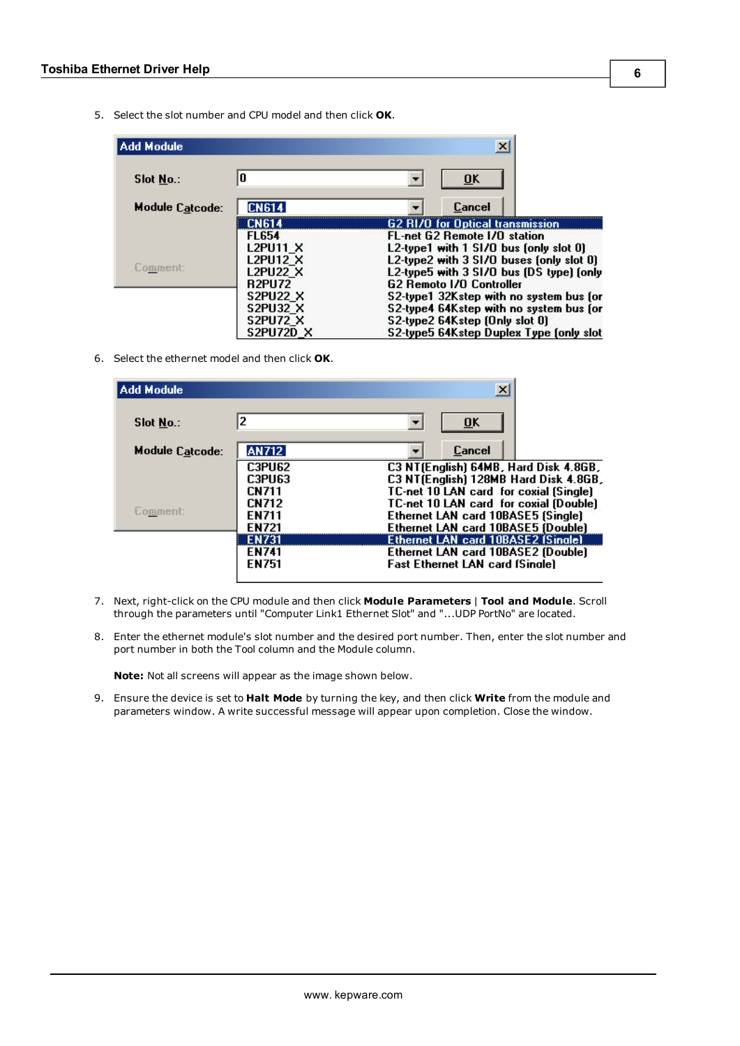5. Select the slot number and CPU model and then click **OK**.

6. Select the ethernet model and then click **OK**.

7. Next, right-click on the CPU module and then click **Module Parameters** | **Tool and Module**. Scroll through the parameters until "Computer Link1 Ethernet Slot" and "...UDP PortNo" are located.

8. Enter the ethernet module's slot number and the desired port number. Then, enter the slot number and port number in both the Tool column and the Module column.

   **Note:** Not all screens will appear as the image shown below.

9. Ensure the device is set to **Halt Mode** by turning the key, and then click **Write** from the module and parameters window. A write successful message will appear upon completion. Close the window.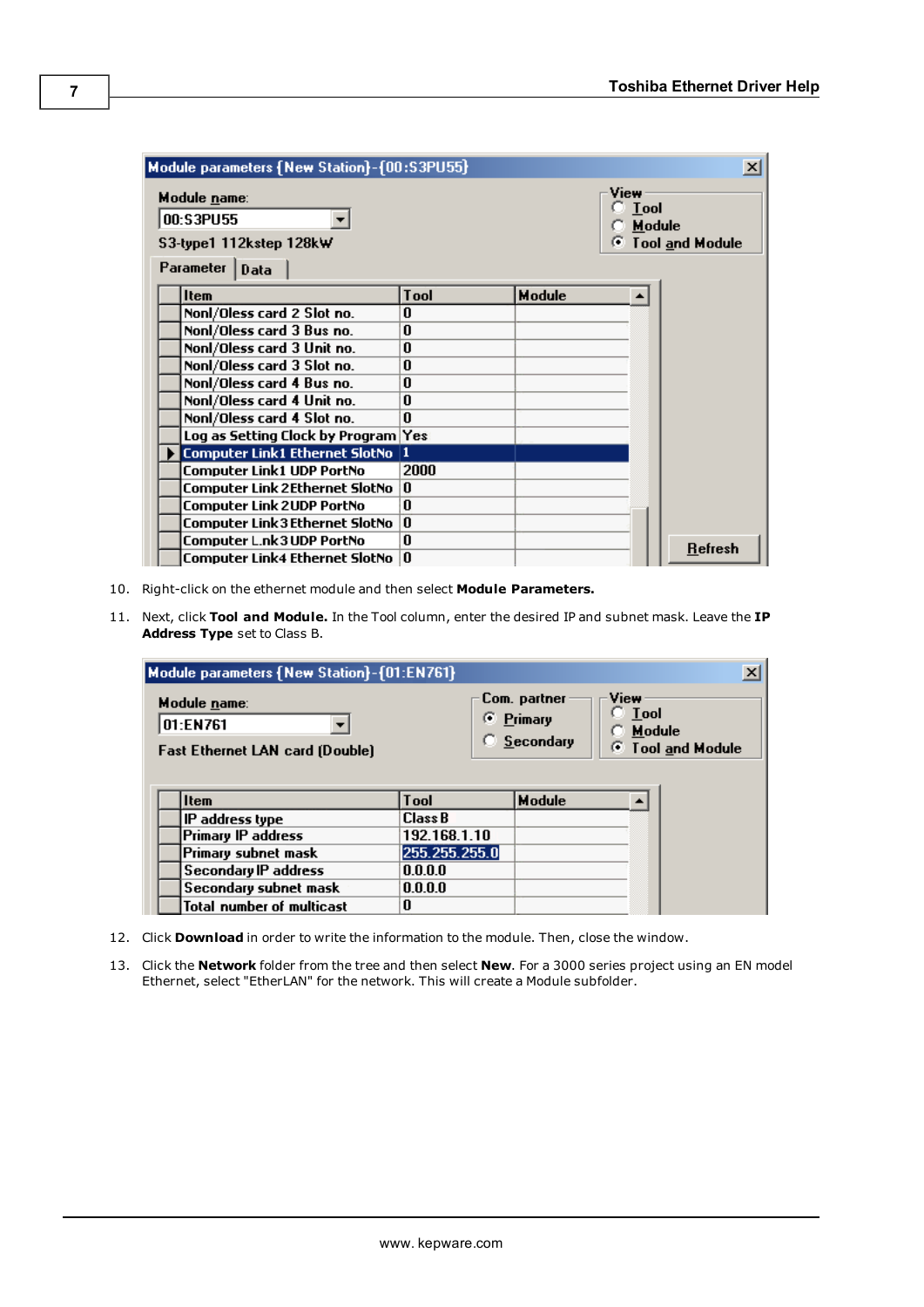10. Right-click on the ethernet module and then select **Module Parameters.**

11. Next, click **Tool and Module.** In the Tool column, enter the desired IP and subnet mask. Leave the **IP Address Type** set to Class B.

12. Click **Download** in order to write the information to the module. Then, close the window.

13. Click the **Network** folder from the tree and then select **New**. For a 3000 series project using an EN model Ethernet, select "EtherLAN" for the network. This will create a Module subfolder.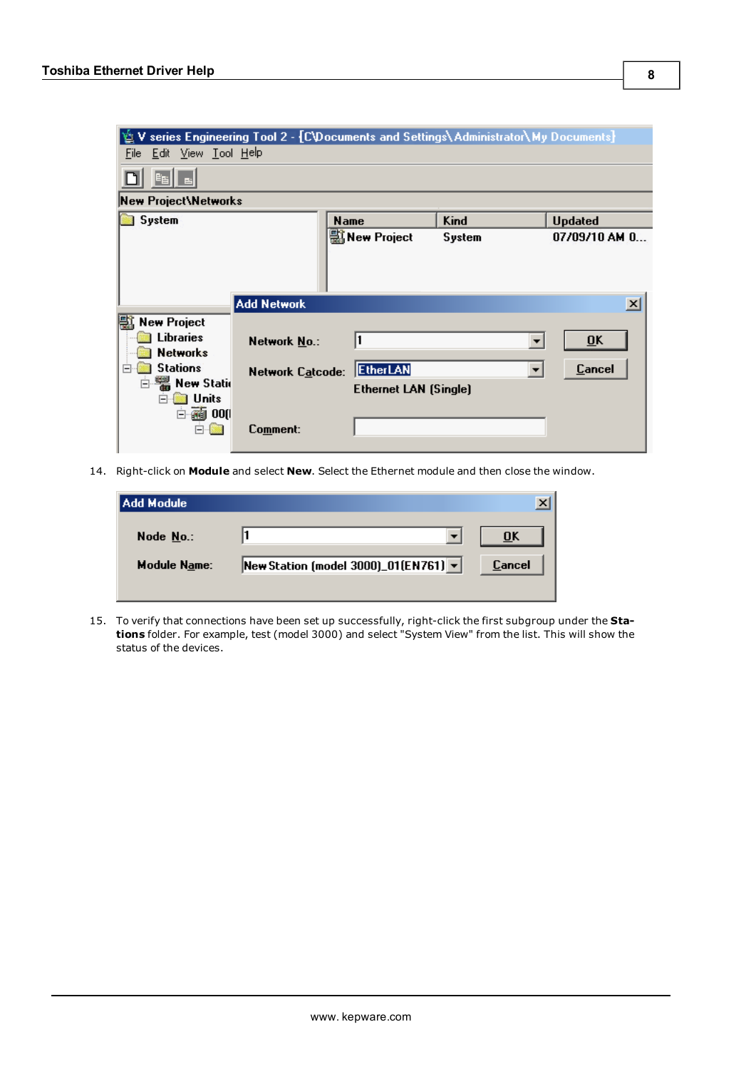14. Right-click on **Module** and select **New**. Select the Ethernet module and then close the window.

15. To verify that connections have been set up successfully, right-click the first subgroup under the **Stations** folder. For example, test (model 3000) and select "System View" from the list. This will show the status of the devices.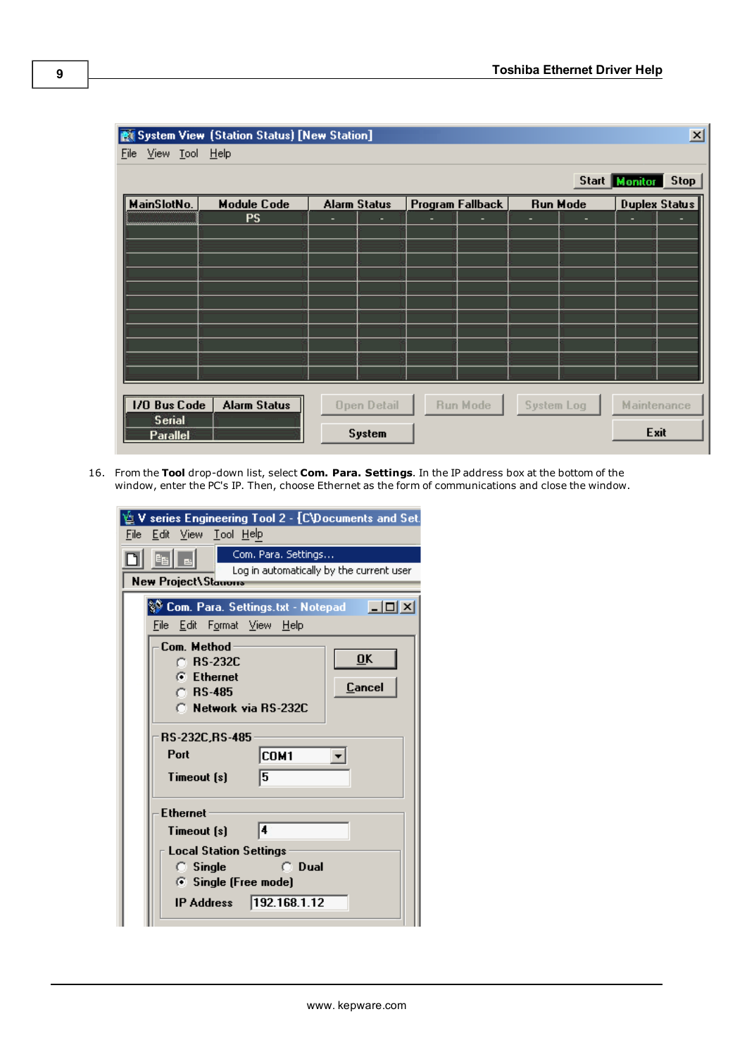16. From the **Tool** drop-down list, select **Com. Para. Settings**. In the IP address box at the bottom of the window, enter the PC's IP. Then, choose Ethernet as the form of communications and close the window.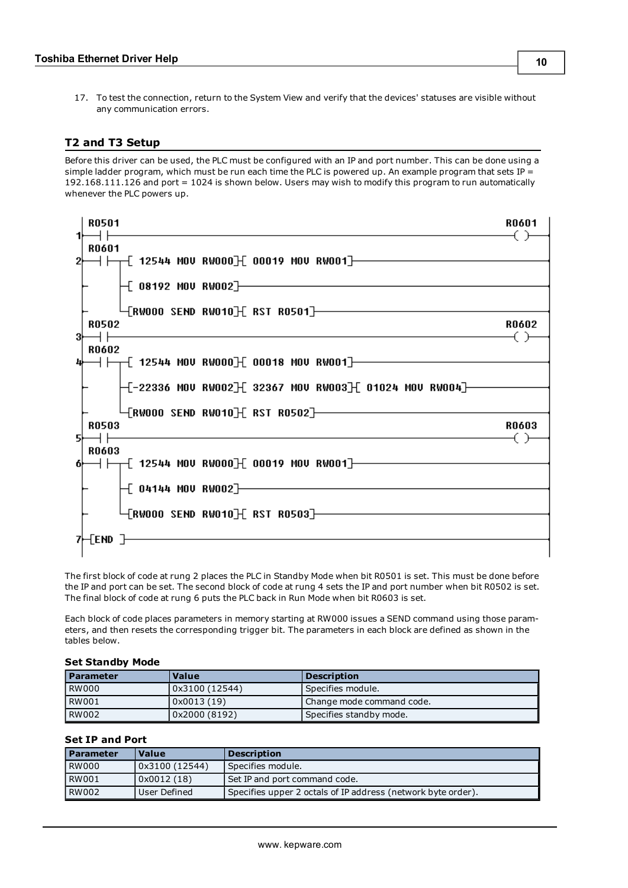17. To test the connection, return to the System View and verify that the devices' statuses are visible without any communication errors.

## T2 and T3 Setup

Before this driver can be used, the PLC must be configured with an IP and port number. This can be done using a simple ladder program, which must be run each time the PLC is powered up. An example program that sets IP = 192.168.111.126 and port = 1024 is shown below. Users may wish to modify this program to run automatically whenever the PLC powers up.

```
     R0501                                                        R0601
1 ---| |--------------------------------------------------------------( )---
     R0601
2 ---| |--+-[ 12544 MOV RW000]-[ 00019 MOV RW001]---------------------------
           |
           +-[ 08192 MOV RW002]---------------------------------------------
           |
           +-[RW000 SEND RW010]-[ RST R0501]--------------------------------
     R0502                                                        R0602
3 ---| |--------------------------------------------------------------( )---
     R0602
4 ---| |--+-[ 12544 MOV RW000]-[ 00018 MOV RW001]---------------------------
           |
           +-[-22336 MOV RW002]-[ 32367 MOV RW003]-[ 01024 MOV RW004]-------
           |
           +-[RW000 SEND RW010]-[ RST R0502]--------------------------------
     R0503                                                        R0603
5 ---| |--------------------------------------------------------------( )---
     R0603
6 ---| |--+-[ 12544 MOV RW000]-[ 00019 MOV RW001]---------------------------
           |
           +-[ 04144 MOV RW002]---------------------------------------------
           |
           +-[RW000 SEND RW010]-[ RST R0503]--------------------------------

7 --[END ]-------------------------------------------------------------------
```

The first block of code at rung 2 places the PLC in Standby Mode when bit R0501 is set. This must be done before the IP and port can be set. The second block of code at rung 4 sets the IP and port number when bit R0502 is set. The final block of code at rung 6 puts the PLC back in Run Mode when bit R0603 is set.

Each block of code places parameters in memory starting at RW000 issues a SEND command using those parameters, and then resets the corresponding trigger bit. The parameters in each block are defined as shown in the tables below.

### Set Standby Mode

| Parameter | Value | Description |
|---|---|---|
| RW000 | 0x3100 (12544) | Specifies module. |
| RW001 | 0x0013 (19) | Change mode command code. |
| RW002 | 0x2000 (8192) | Specifies standby mode. |

### Set IP and Port

| Parameter | Value | Description |
|---|---|---|
| RW000 | 0x3100 (12544) | Specifies module. |
| RW001 | 0x0012 (18) | Set IP and port command code. |
| RW002 | User Defined | Specifies upper 2 octals of IP address (network byte order). |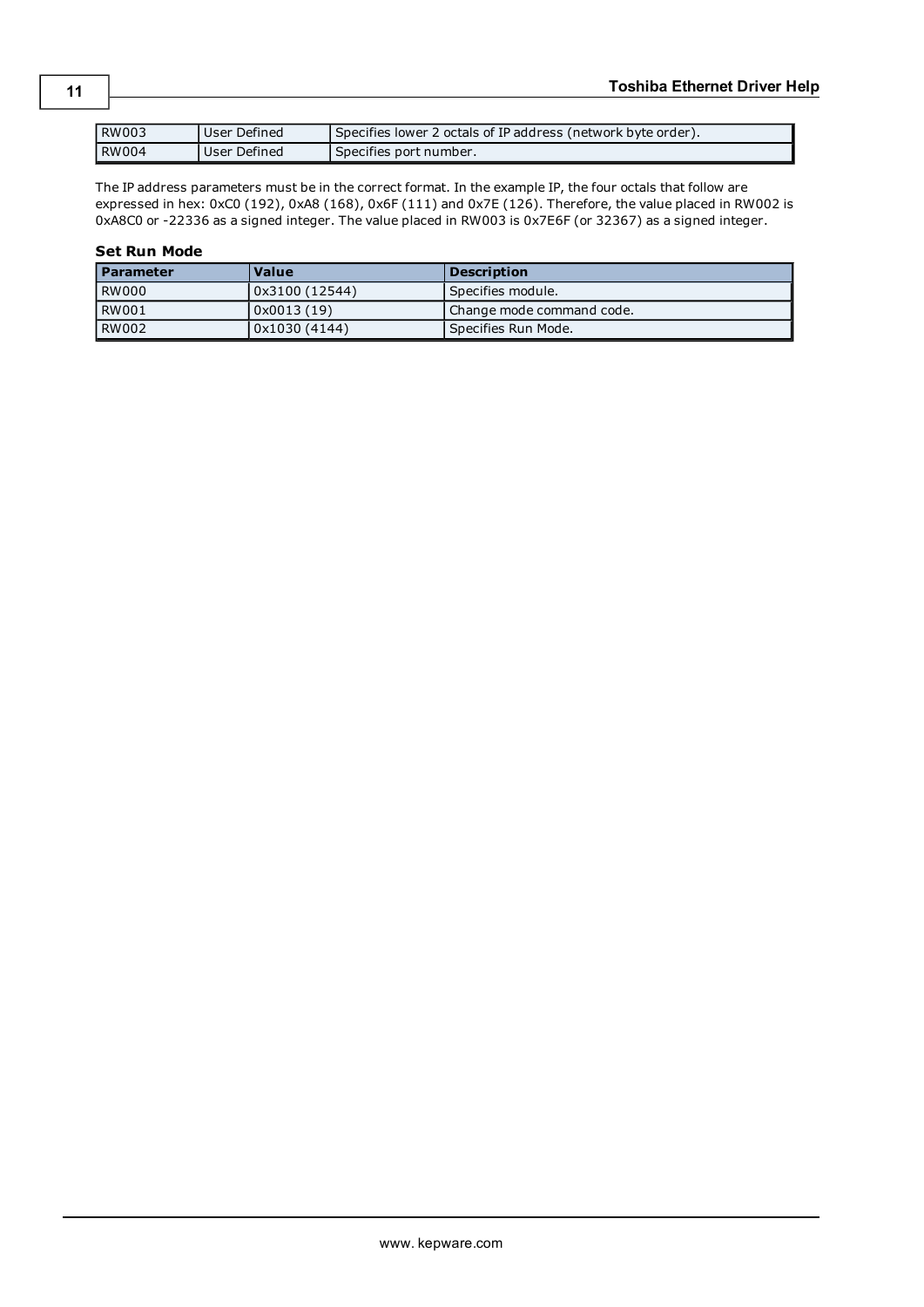| RW003 | User Defined | Specifies lower 2 octals of IP address (network byte order). |
|---|---|---|
| RW004 | User Defined | Specifies port number. |

The IP address parameters must be in the correct format. In the example IP, the four octals that follow are expressed in hex: 0xC0 (192), 0xA8 (168), 0x6F (111) and 0x7E (126). Therefore, the value placed in RW002 is 0xA8C0 or -22336 as a signed integer. The value placed in RW003 is 0x7E6F (or 32367) as a signed integer.

### Set Run Mode

| Parameter | Value | Description |
|---|---|---|
| RW000 | 0x3100 (12544) | Specifies module. |
| RW001 | 0x0013 (19) | Change mode command code. |
| RW002 | 0x1030 (4144) | Specifies Run Mode. |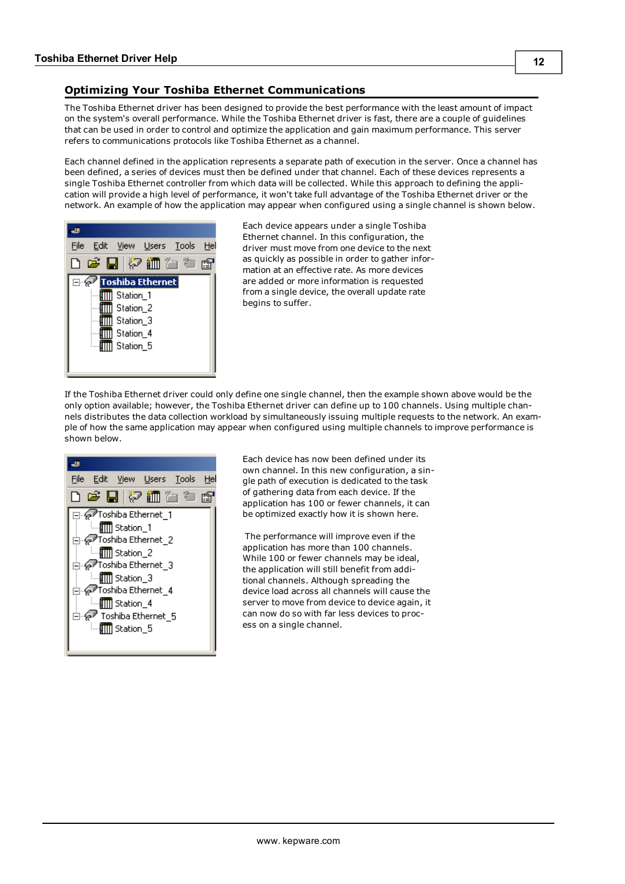## Optimizing Your Toshiba Ethernet Communications

The Toshiba Ethernet driver has been designed to provide the best performance with the least amount of impact on the system's overall performance. While the Toshiba Ethernet driver is fast, there are a couple of guidelines that can be used in order to control and optimize the application and gain maximum performance. This server refers to communications protocols like Toshiba Ethernet as a channel.

Each channel defined in the application represents a separate path of execution in the server. Once a channel has been defined, a series of devices must then be defined under that channel. Each of these devices represents a single Toshiba Ethernet controller from which data will be collected. While this approach to defining the application will provide a high level of performance, it won't take full advantage of the Toshiba Ethernet driver or the network. An example of how the application may appear when configured using a single channel is shown below.

Each device appears under a single Toshiba Ethernet channel. In this configuration, the driver must move from one device to the next as quickly as possible in order to gather information at an effective rate. As more devices are added or more information is requested from a single device, the overall update rate begins to suffer.

If the Toshiba Ethernet driver could only define one single channel, then the example shown above would be the only option available; however, the Toshiba Ethernet driver can define up to 100 channels. Using multiple channels distributes the data collection workload by simultaneously issuing multiple requests to the network. An example of how the same application may appear when configured using multiple channels to improve performance is shown below.

Each device has now been defined under its own channel. In this new configuration, a single path of execution is dedicated to the task of gathering data from each device. If the application has 100 or fewer channels, it can be optimized exactly how it is shown here.

The performance will improve even if the application has more than 100 channels. While 100 or fewer channels may be ideal, the application will still benefit from additional channels. Although spreading the device load across all channels will cause the server to move from device to device again, it can now do so with far less devices to process on a single channel.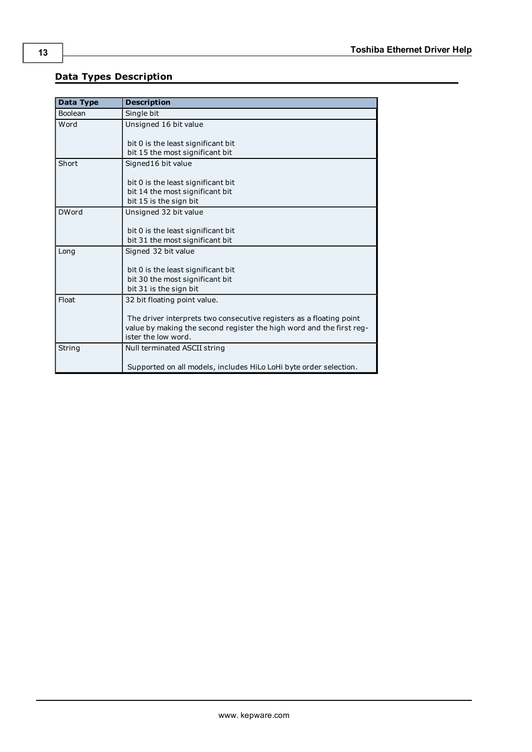## Data Types Description

| Data Type | Description |
| --- | --- |
| Boolean | Single bit |
| Word | Unsigned 16 bit value<br><br>bit 0 is the least significant bit<br>bit 15 the most significant bit |
| Short | Signed16 bit value<br><br>bit 0 is the least significant bit<br>bit 14 the most significant bit<br>bit 15 is the sign bit |
| DWord | Unsigned 32 bit value<br><br>bit 0 is the least significant bit<br>bit 31 the most significant bit |
| Long | Signed 32 bit value<br><br>bit 0 is the least significant bit<br>bit 30 the most significant bit<br>bit 31 is the sign bit |
| Float | 32 bit floating point value.<br><br>The driver interprets two consecutive registers as a floating point value by making the second register the high word and the first register the low word. |
| String | Null terminated ASCII string<br><br>Supported on all models, includes HiLo LoHi byte order selection. |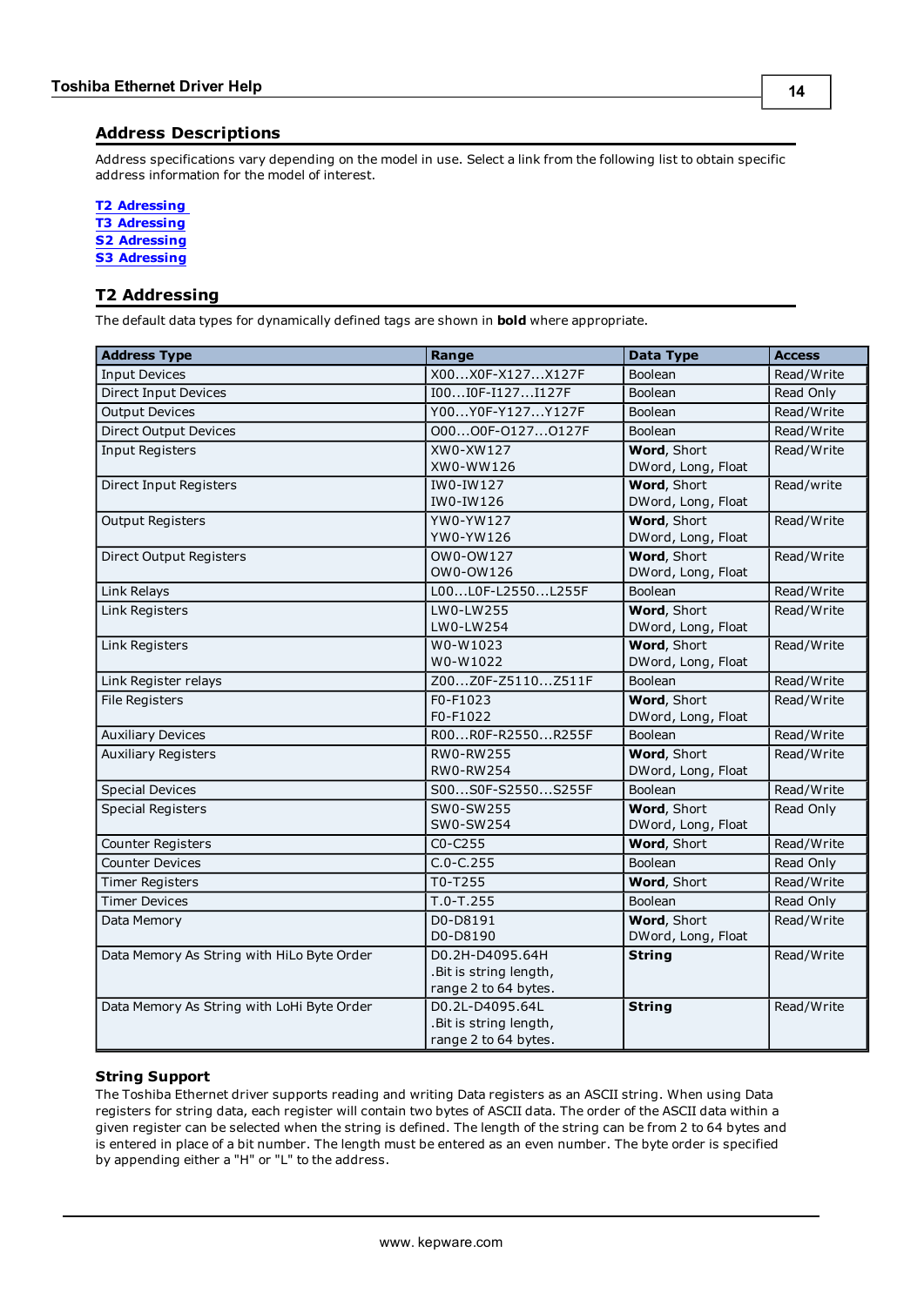## Address Descriptions

Address specifications vary depending on the model in use. Select a link from the following list to obtain specific address information for the model of interest.

T2 Adressing
T3 Adressing
S2 Adressing
S3 Adressing

## T2 Addressing

The default data types for dynamically defined tags are shown in **bold** where appropriate.

| Address Type | Range | Data Type | Access |
|---|---|---|---|
| Input Devices | X00...X0F-X127...X127F | Boolean | Read/Write |
| Direct Input Devices | I00...I0F-I127...I127F | Boolean | Read Only |
| Output Devices | Y00...Y0F-Y127...Y127F | Boolean | Read/Write |
| Direct Output Devices | O00...O0F-O127...O127F | Boolean | Read/Write |
| Input Registers | XW0-XW127<br>XW0-WW126 | **Word**, Short<br>DWord, Long, Float | Read/Write |
| Direct Input Registers | IW0-IW127<br>IW0-IW126 | **Word**, Short<br>DWord, Long, Float | Read/write |
| Output Registers | YW0-YW127<br>YW0-YW126 | **Word**, Short<br>DWord, Long, Float | Read/Write |
| Direct Output Registers | OW0-OW127<br>OW0-OW126 | **Word**, Short<br>DWord, Long, Float | Read/Write |
| Link Relays | L00...L0F-L2550...L255F | Boolean | Read/Write |
| Link Registers | LW0-LW255<br>LW0-LW254 | **Word**, Short<br>DWord, Long, Float | Read/Write |
| Link Registers | W0-W1023<br>W0-W1022 | **Word**, Short<br>DWord, Long, Float | Read/Write |
| Link Register relays | Z00...Z0F-Z5110...Z511F | Boolean | Read/Write |
| File Registers | F0-F1023<br>F0-F1022 | **Word**, Short<br>DWord, Long, Float | Read/Write |
| Auxiliary Devices | R00...R0F-R2550...R255F | Boolean | Read/Write |
| Auxiliary Registers | RW0-RW255<br>RW0-RW254 | **Word**, Short<br>DWord, Long, Float | Read/Write |
| Special Devices | S00...S0F-S2550...S255F | Boolean | Read/Write |
| Special Registers | SW0-SW255<br>SW0-SW254 | **Word**, Short<br>DWord, Long, Float | Read Only |
| Counter Registers | C0-C255 | **Word**, Short | Read/Write |
| Counter Devices | C.0-C.255 | Boolean | Read Only |
| Timer Registers | T0-T255 | **Word**, Short | Read/Write |
| Timer Devices | T.0-T.255 | Boolean | Read Only |
| Data Memory | D0-D8191<br>D0-D8190 | **Word**, Short<br>DWord, Long, Float | Read/Write |
| Data Memory As String with HiLo Byte Order | D0.2H-D4095.64H<br>.Bit is string length,<br>range 2 to 64 bytes. | **String** | Read/Write |
| Data Memory As String with LoHi Byte Order | D0.2L-D4095.64L<br>.Bit is string length,<br>range 2 to 64 bytes. | **String** | Read/Write |

### String Support

The Toshiba Ethernet driver supports reading and writing Data registers as an ASCII string. When using Data registers for string data, each register will contain two bytes of ASCII data. The order of the ASCII data within a given register can be selected when the string is defined. The length of the string can be from 2 to 64 bytes and is entered in place of a bit number. The length must be entered as an even number. The byte order is specified by appending either a "H" or "L" to the address.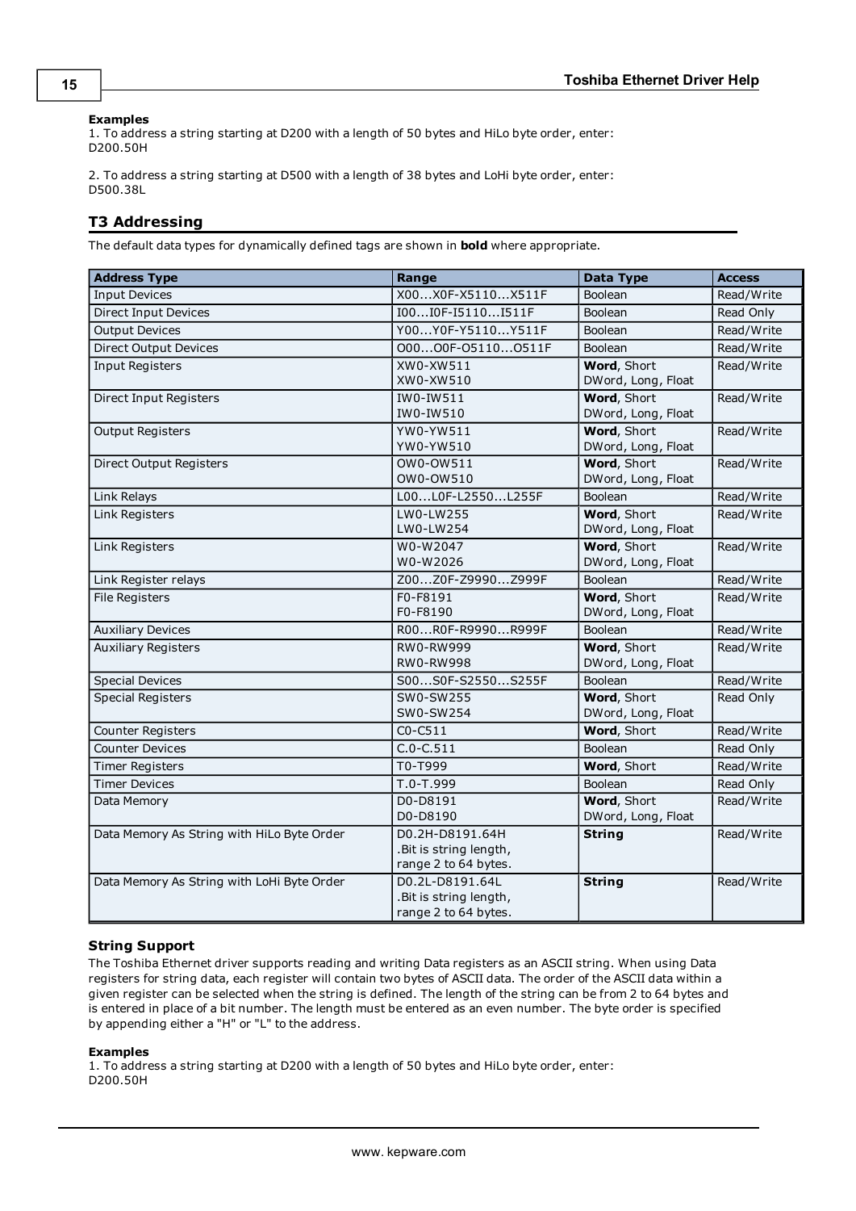**Examples**
1. To address a string starting at D200 with a length of 50 bytes and HiLo byte order, enter:
D200.50H

2. To address a string starting at D500 with a length of 38 bytes and LoHi byte order, enter:
D500.38L

## T3 Addressing

The default data types for dynamically defined tags are shown in **bold** where appropriate.

| Address Type | Range | Data Type | Access |
|---|---|---|---|
| Input Devices | X00...X0F-X5110...X511F | Boolean | Read/Write |
| Direct Input Devices | I00...I0F-I5110...I511F | Boolean | Read Only |
| Output Devices | Y00...Y0F-Y5110...Y511F | Boolean | Read/Write |
| Direct Output Devices | O00...O0F-O5110...O511F | Boolean | Read/Write |
| Input Registers | XW0-XW511<br>XW0-XW510 | **Word**, Short<br>DWord, Long, Float | Read/Write |
| Direct Input Registers | IW0-IW511<br>IW0-IW510 | **Word**, Short<br>DWord, Long, Float | Read/Write |
| Output Registers | YW0-YW511<br>YW0-YW510 | **Word**, Short<br>DWord, Long, Float | Read/Write |
| Direct Output Registers | OW0-OW511<br>OW0-OW510 | **Word**, Short<br>DWord, Long, Float | Read/Write |
| Link Relays | L00...L0F-L2550...L255F | Boolean | Read/Write |
| Link Registers | LW0-LW255<br>LW0-LW254 | **Word**, Short<br>DWord, Long, Float | Read/Write |
| Link Registers | W0-W2047<br>W0-W2026 | **Word**, Short<br>DWord, Long, Float | Read/Write |
| Link Register relays | Z00...Z0F-Z9990...Z999F | Boolean | Read/Write |
| File Registers | F0-F8191<br>F0-F8190 | **Word**, Short<br>DWord, Long, Float | Read/Write |
| Auxiliary Devices | R00...R0F-R9990...R999F | Boolean | Read/Write |
| Auxiliary Registers | RW0-RW999<br>RW0-RW998 | **Word**, Short<br>DWord, Long, Float | Read/Write |
| Special Devices | S00...S0F-S2550...S255F | Boolean | Read/Write |
| Special Registers | SW0-SW255<br>SW0-SW254 | **Word**, Short<br>DWord, Long, Float | Read Only |
| Counter Registers | C0-C511 | **Word**, Short | Read/Write |
| Counter Devices | C.0-C.511 | Boolean | Read Only |
| Timer Registers | T0-T999 | **Word**, Short | Read/Write |
| Timer Devices | T.0-T.999 | Boolean | Read Only |
| Data Memory | D0-D8191<br>D0-D8190 | **Word**, Short<br>DWord, Long, Float | Read/Write |
| Data Memory As String with HiLo Byte Order | D0.2H-D8191.64H<br>.Bit is string length, range 2 to 64 bytes. | **String** | Read/Write |
| Data Memory As String with LoHi Byte Order | D0.2L-D8191.64L<br>.Bit is string length, range 2 to 64 bytes. | **String** | Read/Write |

**String Support**
The Toshiba Ethernet driver supports reading and writing Data registers as an ASCII string. When using Data registers for string data, each register will contain two bytes of ASCII data. The order of the ASCII data within a given register can be selected when the string is defined. The length of the string can be from 2 to 64 bytes and is entered in place of a bit number. The length must be entered as an even number. The byte order is specified by appending either a "H" or "L" to the address.

**Examples**
1. To address a string starting at D200 with a length of 50 bytes and HiLo byte order, enter:
D200.50H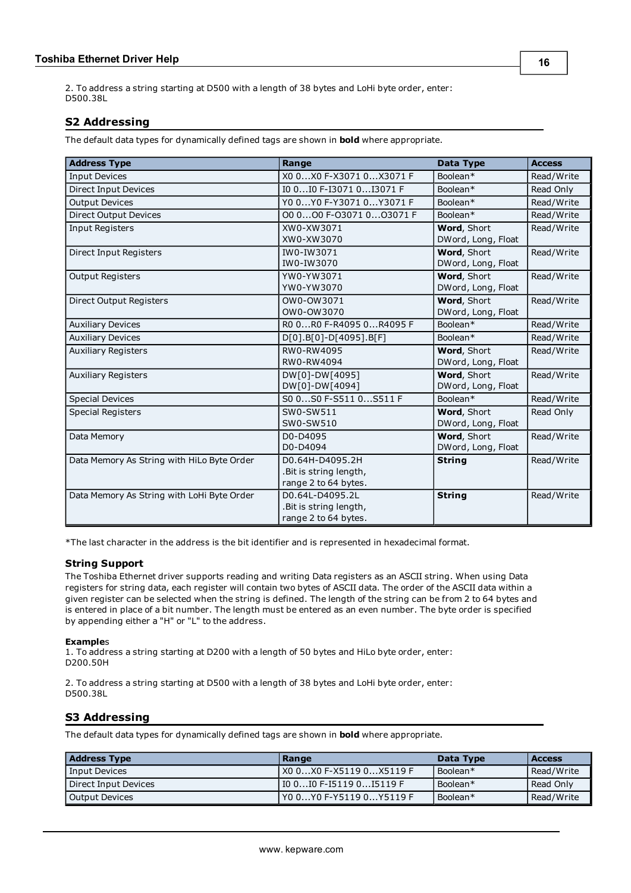2. To address a string starting at D500 with a length of 38 bytes and LoHi byte order, enter:
D500.38L

## S2 Addressing

The default data types for dynamically defined tags are shown in **bold** where appropriate.

| Address Type | Range | Data Type | Access |
|---|---|---|---|
| Input Devices | X0 0...X0 F-X3071 0...X3071 F | Boolean* | Read/Write |
| Direct Input Devices | I0 0...I0 F-I3071 0...I3071 F | Boolean* | Read Only |
| Output Devices | Y0 0...Y0 F-Y3071 0...Y3071 F | Boolean* | Read/Write |
| Direct Output Devices | O0 0...O0 F-O3071 0...O3071 F | Boolean* | Read/Write |
| Input Registers | XW0-XW3071<br>XW0-XW3070 | **Word**, Short<br>DWord, Long, Float | Read/Write |
| Direct Input Registers | IW0-IW3071<br>IW0-IW3070 | **Word**, Short<br>DWord, Long, Float | Read/Write |
| Output Registers | YW0-YW3071<br>YW0-YW3070 | **Word**, Short<br>DWord, Long, Float | Read/Write |
| Direct Output Registers | OW0-OW3071<br>OW0-OW3070 | **Word**, Short<br>DWord, Long, Float | Read/Write |
| Auxiliary Devices | R0 0...R0 F-R4095 0...R4095 F | Boolean* | Read/Write |
| Auxiliary Devices | D[0].B[0]-D[4095].B[F] | Boolean* | Read/Write |
| Auxiliary Registers | RW0-RW4095<br>RW0-RW4094 | **Word**, Short<br>DWord, Long, Float | Read/Write |
| Auxiliary Registers | DW[0]-DW[4095]<br>DW[0]-DW[4094] | **Word**, Short<br>DWord, Long, Float | Read/Write |
| Special Devices | S0 0...S0 F-S511 0...S511 F | Boolean* | Read/Write |
| Special Registers | SW0-SW511<br>SW0-SW510 | **Word**, Short<br>DWord, Long, Float | Read Only |
| Data Memory | D0-D4095<br>D0-D4094 | **Word**, Short<br>DWord, Long, Float | Read/Write |
| Data Memory As String with HiLo Byte Order | D0.64H-D4095.2H<br>.Bit is string length,<br>range 2 to 64 bytes. | **String** | Read/Write |
| Data Memory As String with LoHi Byte Order | D0.64L-D4095.2L<br>.Bit is string length,<br>range 2 to 64 bytes. | **String** | Read/Write |

*The last character in the address is the bit identifier and is represented in hexadecimal format.

### String Support

The Toshiba Ethernet driver supports reading and writing Data registers as an ASCII string. When using Data registers for string data, each register will contain two bytes of ASCII data. The order of the ASCII data within a given register can be selected when the string is defined. The length of the string can be from 2 to 64 bytes and is entered in place of a bit number. The length must be entered as an even number. The byte order is specified by appending either a "H" or "L" to the address.

**Examples**

1. To address a string starting at D200 with a length of 50 bytes and HiLo byte order, enter:
D200.50H

2. To address a string starting at D500 with a length of 38 bytes and LoHi byte order, enter:
D500.38L

## S3 Addressing

The default data types for dynamically defined tags are shown in **bold** where appropriate.

| Address Type | Range | Data Type | Access |
|---|---|---|---|
| Input Devices | X0 0...X0 F-X5119 0...X5119 F | Boolean* | Read/Write |
| Direct Input Devices | I0 0...I0 F-I5119 0...I5119 F | Boolean* | Read Only |
| Output Devices | Y0 0...Y0 F-Y5119 0...Y5119 F | Boolean* | Read/Write |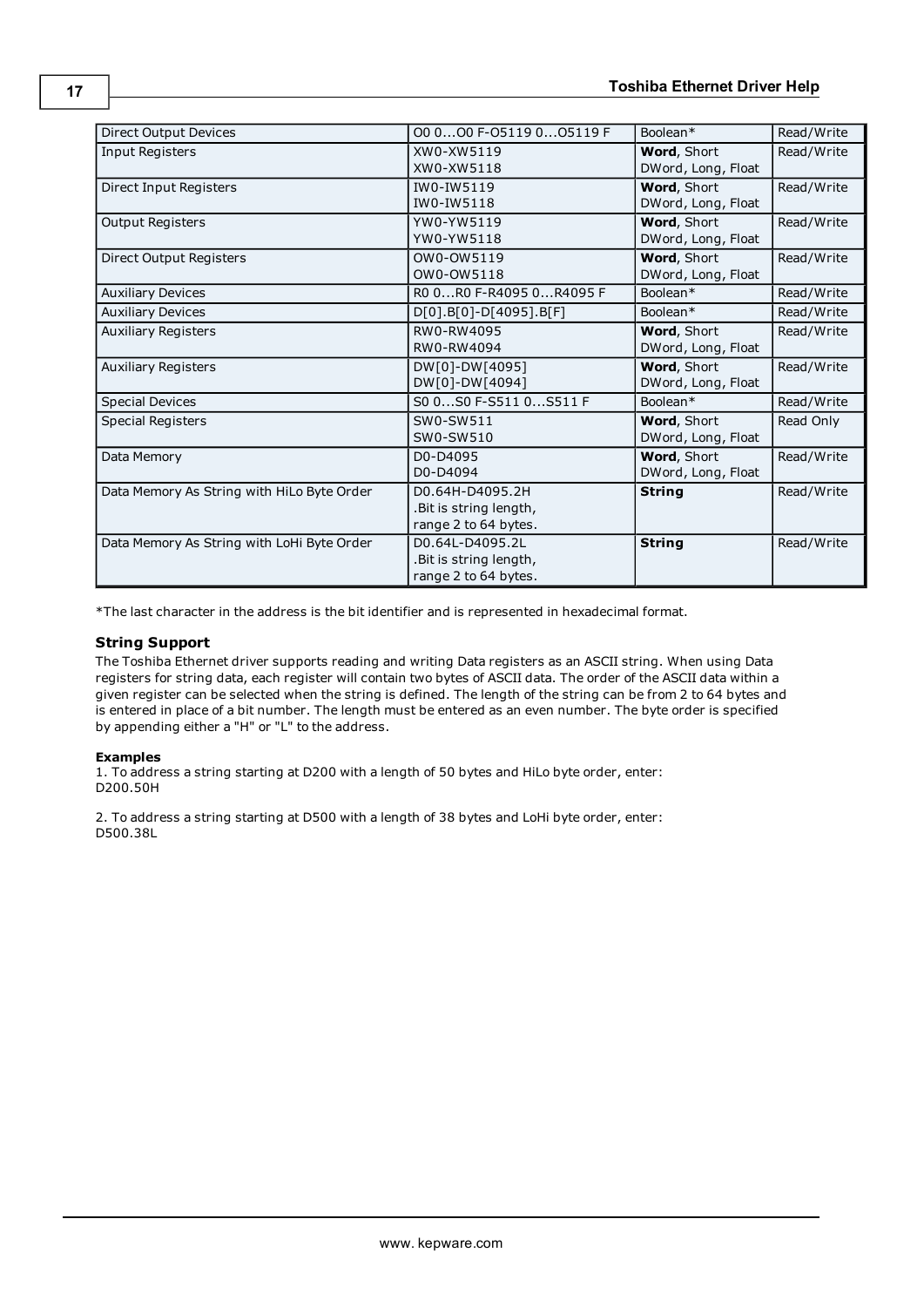| Direct Output Devices | O0 0...O0 F-O5119 0...O5119 F | Boolean* | Read/Write |
|---|---|---|---|
| Input Registers | XW0-XW5119<br>XW0-XW5118 | **Word**, Short<br>DWord, Long, Float | Read/Write |
| Direct Input Registers | IW0-IW5119<br>IW0-IW5118 | **Word**, Short<br>DWord, Long, Float | Read/Write |
| Output Registers | YW0-YW5119<br>YW0-YW5118 | **Word**, Short<br>DWord, Long, Float | Read/Write |
| Direct Output Registers | OW0-OW5119<br>OW0-OW5118 | **Word**, Short<br>DWord, Long, Float | Read/Write |
| Auxiliary Devices | R0 0...R0 F-R4095 0...R4095 F | Boolean* | Read/Write |
| Auxiliary Devices | D[0].B[0]-D[4095].B[F] | Boolean* | Read/Write |
| Auxiliary Registers | RW0-RW4095<br>RW0-RW4094 | **Word**, Short<br>DWord, Long, Float | Read/Write |
| Auxiliary Registers | DW[0]-DW[4095]<br>DW[0]-DW[4094] | **Word**, Short<br>DWord, Long, Float | Read/Write |
| Special Devices | S0 0...S0 F-S511 0...S511 F | Boolean* | Read/Write |
| Special Registers | SW0-SW511<br>SW0-SW510 | **Word**, Short<br>DWord, Long, Float | Read Only |
| Data Memory | D0-D4095<br>D0-D4094 | **Word**, Short<br>DWord, Long, Float | Read/Write |
| Data Memory As String with HiLo Byte Order | D0.64H-D4095.2H<br>.Bit is string length,<br>range 2 to 64 bytes. | **String** | Read/Write |
| Data Memory As String with LoHi Byte Order | D0.64L-D4095.2L<br>.Bit is string length,<br>range 2 to 64 bytes. | **String** | Read/Write |

*The last character in the address is the bit identifier and is represented in hexadecimal format.

### String Support

The Toshiba Ethernet driver supports reading and writing Data registers as an ASCII string. When using Data registers for string data, each register will contain two bytes of ASCII data. The order of the ASCII data within a given register can be selected when the string is defined. The length of the string can be from 2 to 64 bytes and is entered in place of a bit number. The length must be entered as an even number. The byte order is specified by appending either a "H" or "L" to the address.

**Examples**

1. To address a string starting at D200 with a length of 50 bytes and HiLo byte order, enter:
D200.50H

2. To address a string starting at D500 with a length of 38 bytes and LoHi byte order, enter:
D500.38L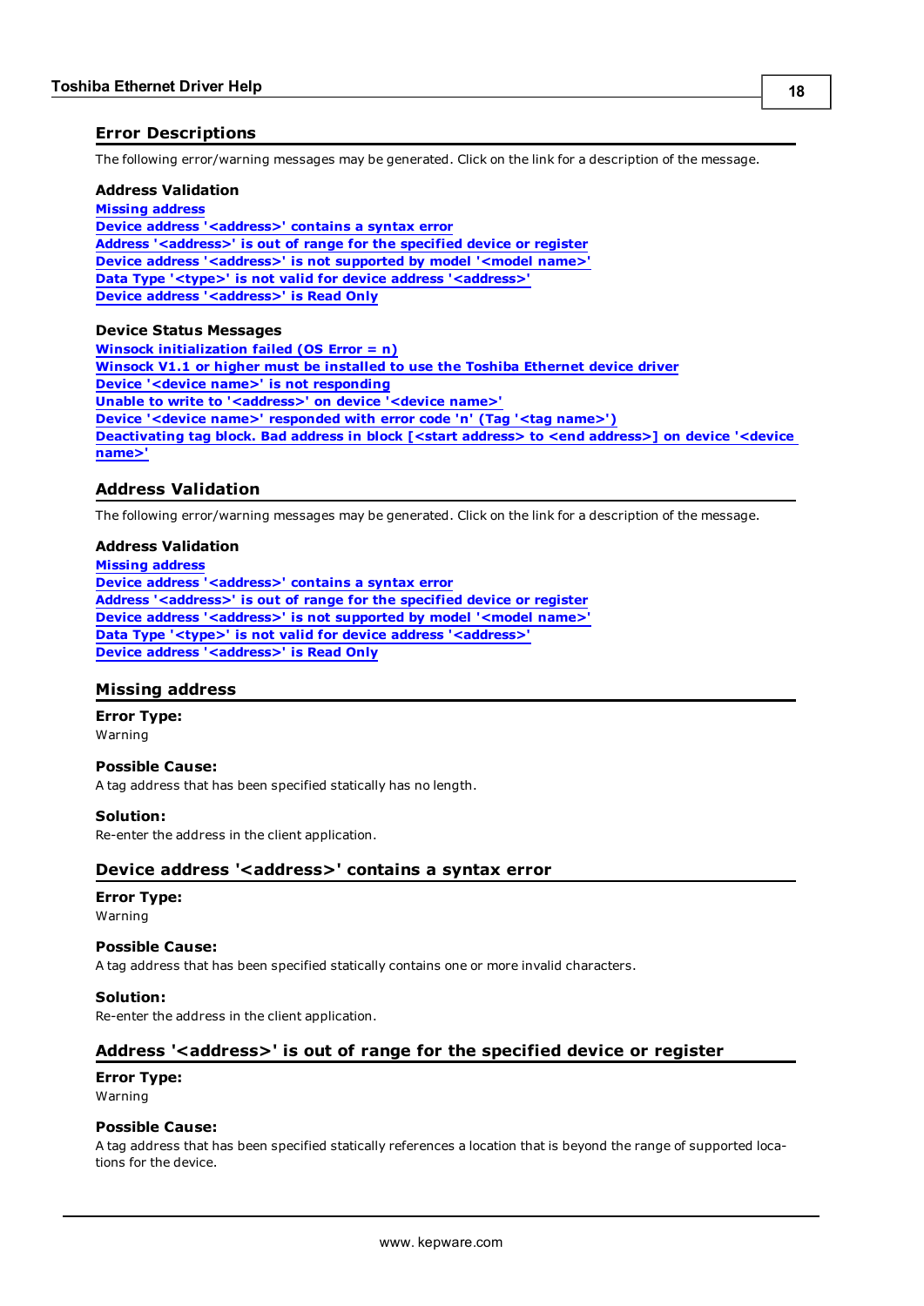## Error Descriptions

The following error/warning messages may be generated. Click on the link for a description of the message.

**Address Validation**

Missing address
Device address '<address>' contains a syntax error
Address '<address>' is out of range for the specified device or register
Device address '<address>' is not supported by model '<model name>'
Data Type '<type>' is not valid for device address '<address>'
Device address '<address>' is Read Only

**Device Status Messages**

Winsock initialization failed (OS Error = n)
Winsock V1.1 or higher must be installed to use the Toshiba Ethernet device driver
Device '<device name>' is not responding
Unable to write to '<address>' on device '<device name>'
Device '<device name>' responded with error code 'n' (Tag '<tag name>')
Deactivating tag block. Bad address in block [<start address> to <end address>] on device '<device name>'

## Address Validation

The following error/warning messages may be generated. Click on the link for a description of the message.

**Address Validation**

Missing address
Device address '<address>' contains a syntax error
Address '<address>' is out of range for the specified device or register
Device address '<address>' is not supported by model '<model name>'
Data Type '<type>' is not valid for device address '<address>'
Device address '<address>' is Read Only

## Missing address

**Error Type:**
Warning

**Possible Cause:**
A tag address that has been specified statically has no length.

**Solution:**
Re-enter the address in the client application.

## Device address '<address>' contains a syntax error

**Error Type:**
Warning

**Possible Cause:**
A tag address that has been specified statically contains one or more invalid characters.

**Solution:**
Re-enter the address in the client application.

## Address '<address>' is out of range for the specified device or register

**Error Type:**
Warning

**Possible Cause:**
A tag address that has been specified statically references a location that is beyond the range of supported locations for the device.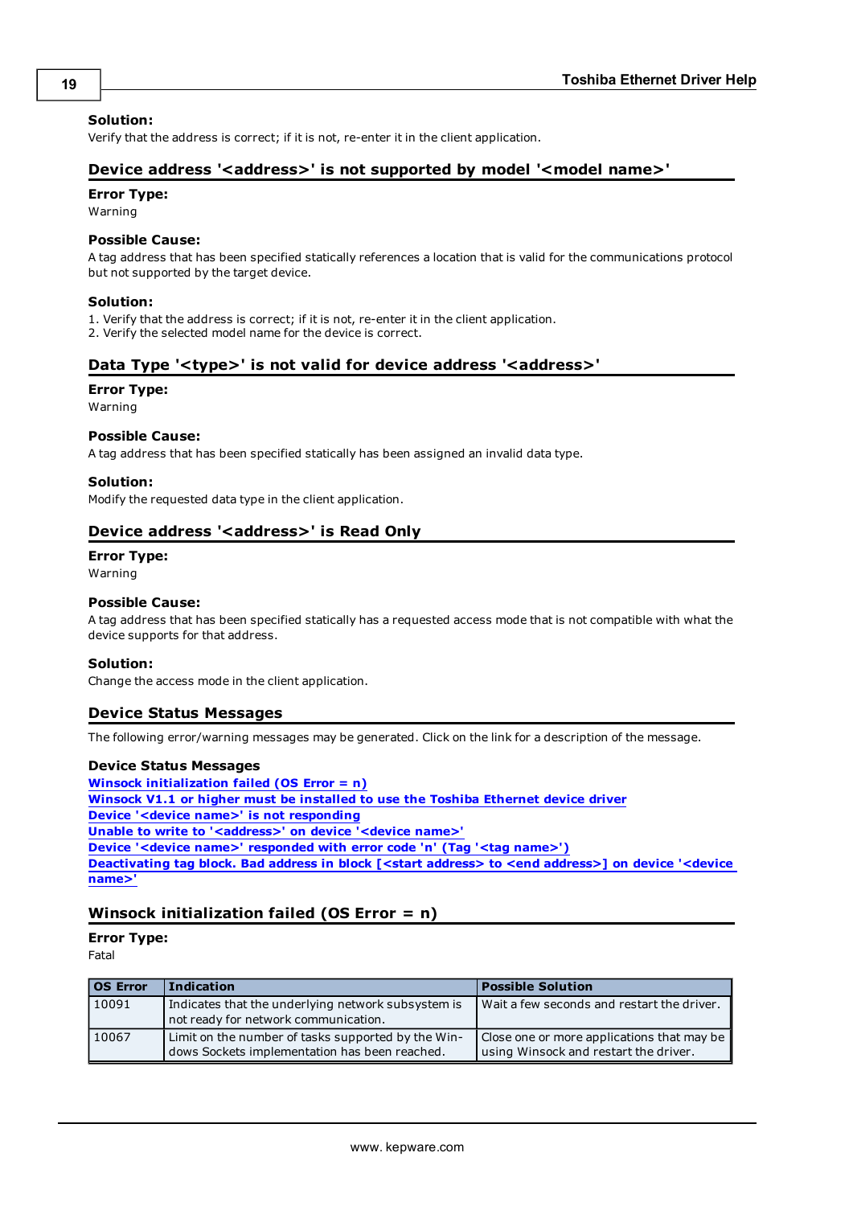**Solution:**
Verify that the address is correct; if it is not, re-enter it in the client application.

## Device address '<address>' is not supported by model '<model name>'

**Error Type:**
Warning

**Possible Cause:**
A tag address that has been specified statically references a location that is valid for the communications protocol but not supported by the target device.

**Solution:**
1. Verify that the address is correct; if it is not, re-enter it in the client application.
2. Verify the selected model name for the device is correct.

## Data Type '<type>' is not valid for device address '<address>'

**Error Type:**
Warning

**Possible Cause:**
A tag address that has been specified statically has been assigned an invalid data type.

**Solution:**
Modify the requested data type in the client application.

## Device address '<address>' is Read Only

**Error Type:**
Warning

**Possible Cause:**
A tag address that has been specified statically has a requested access mode that is not compatible with what the device supports for that address.

**Solution:**
Change the access mode in the client application.

## Device Status Messages

The following error/warning messages may be generated. Click on the link for a description of the message.

**Device Status Messages**
Winsock initialization failed (OS Error = n)
Winsock V1.1 or higher must be installed to use the Toshiba Ethernet device driver
Device '<device name>' is not responding
Unable to write to '<address>' on device '<device name>'
Device '<device name>' responded with error code 'n' (Tag '<tag name>')
Deactivating tag block. Bad address in block [<start address> to <end address>] on device '<device name>'

## Winsock initialization failed (OS Error = n)

**Error Type:**
Fatal

| OS Error | Indication | Possible Solution |
|---|---|---|
| 10091 | Indicates that the underlying network subsystem is not ready for network communication. | Wait a few seconds and restart the driver. |
| 10067 | Limit on the number of tasks supported by the Windows Sockets implementation has been reached. | Close one or more applications that may be using Winsock and restart the driver. |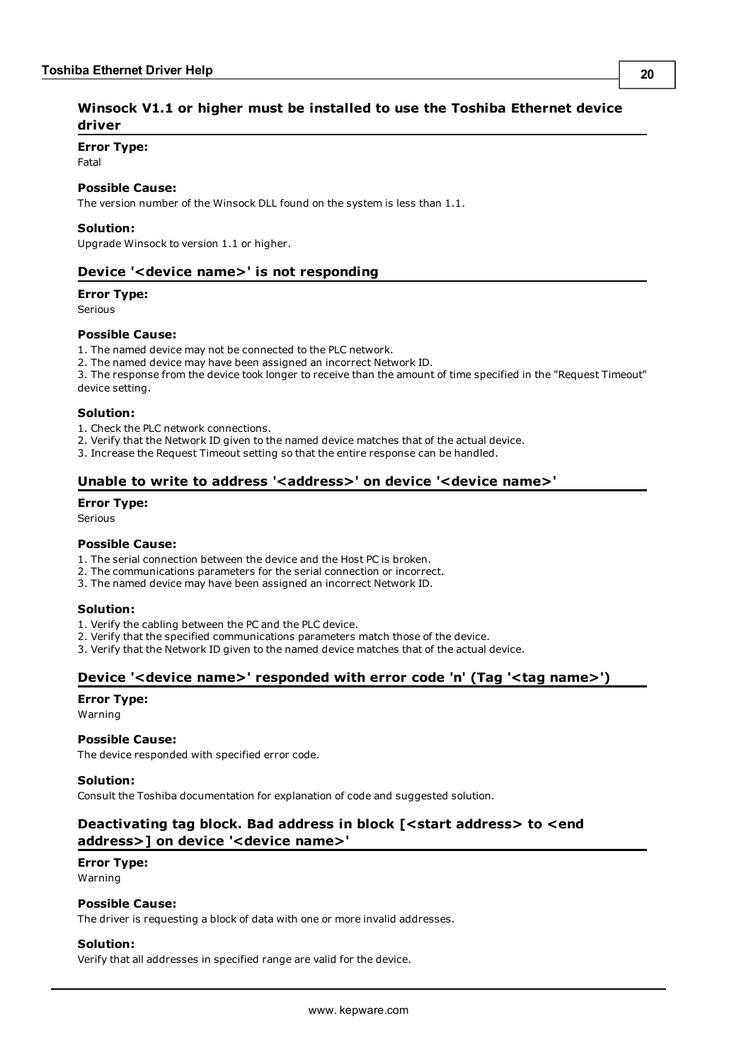### Winsock V1.1 or higher must be installed to use the Toshiba Ethernet device driver

**Error Type:**
Fatal

**Possible Cause:**
The version number of the Winsock DLL found on the system is less than 1.1.

**Solution:**
Upgrade Winsock to version 1.1 or higher.

### Device '<device name>' is not responding

**Error Type:**
Serious

**Possible Cause:**
1. The named device may not be connected to the PLC network.
2. The named device may have been assigned an incorrect Network ID.
3. The response from the device took longer to receive than the amount of time specified in the "Request Timeout" device setting.

**Solution:**
1. Check the PLC network connections.
2. Verify that the Network ID given to the named device matches that of the actual device.
3. Increase the Request Timeout setting so that the entire response can be handled.

### Unable to write to address '<address>' on device '<device name>'

**Error Type:**
Serious

**Possible Cause:**
1. The serial connection between the device and the Host PC is broken.
2. The communications parameters for the serial connection or incorrect.
3. The named device may have been assigned an incorrect Network ID.

**Solution:**
1. Verify the cabling between the PC and the PLC device.
2. Verify that the specified communications parameters match those of the device.
3. Verify that the Network ID given to the named device matches that of the actual device.

### Device '<device name>' responded with error code 'n' (Tag '<tag name>')

**Error Type:**
Warning

**Possible Cause:**
The device responded with specified error code.

**Solution:**
Consult the Toshiba documentation for explanation of code and suggested solution.

### Deactivating tag block. Bad address in block [<start address> to <end address>] on device '<device name>'

**Error Type:**
Warning

**Possible Cause:**
The driver is requesting a block of data with one or more invalid addresses.

**Solution:**
Verify that all addresses in specified range are valid for the device.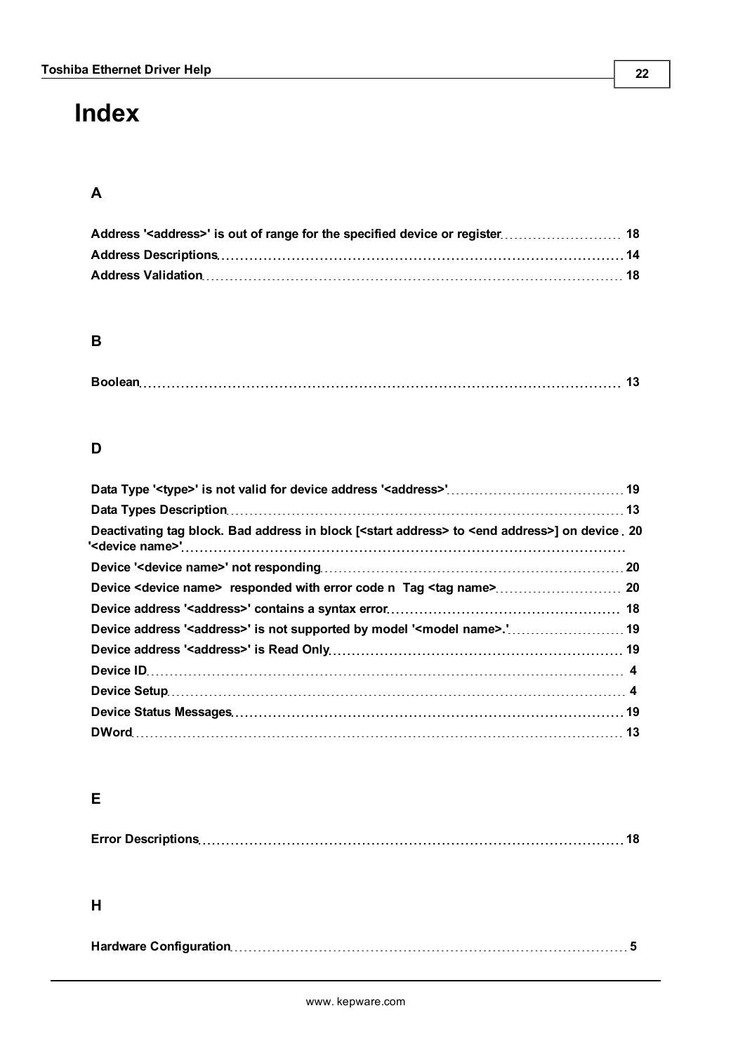# Index

## A

**Address '<address>' is out of range for the specified device or register** 18
**Address Descriptions** 14
**Address Validation** 18

## B

**Boolean** 13

## D

**Data Type '<type>' is not valid for device address '<address>'** 19
**Data Types Description** 13
**Deactivating tag block. Bad address in block [<start address> to <end address>] on device '<device name>'** 20
**Device '<device name>' not responding** 20
**Device <device name> responded with error code n Tag <tag name>** 20
**Device address '<address>' contains a syntax error** 18
**Device address '<address>' is not supported by model '<model name>.'** 19
**Device address '<address>' is Read Only** 19
**Device ID** 4
**Device Setup** 4
**Device Status Messages** 19
**DWord** 13

## E

**Error Descriptions** 18

## H

**Hardware Configuration** 5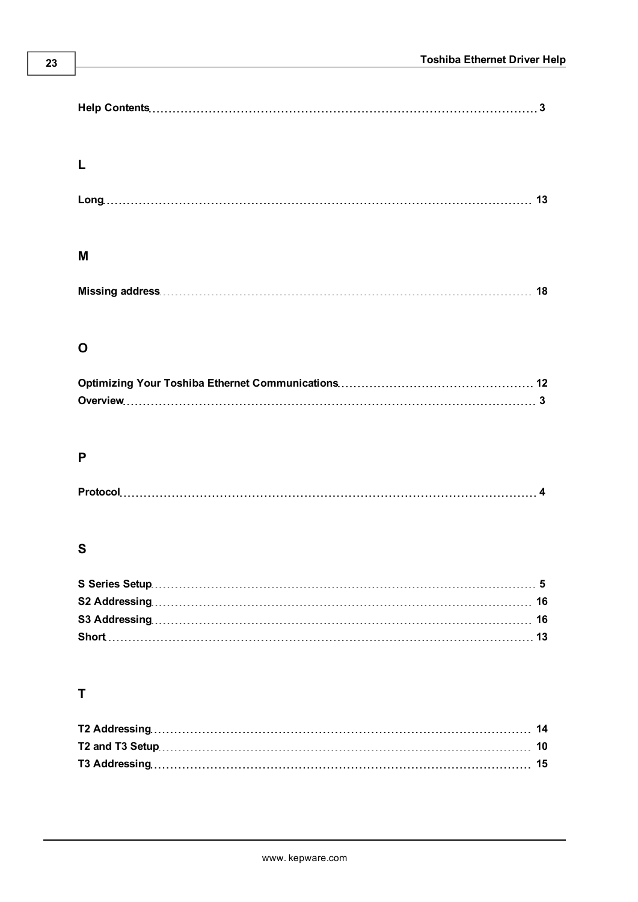**Help Contents** 3

## L

**Long** 13

## M

**Missing address** 18

## O

**Optimizing Your Toshiba Ethernet Communications** 12
**Overview** 3

## P

**Protocol** 4

## S

**S Series Setup** 5
**S2 Addressing** 16
**S3 Addressing** 16
**Short** 13

## T

**T2 Addressing** 14
**T2 and T3 Setup** 10
**T3 Addressing** 15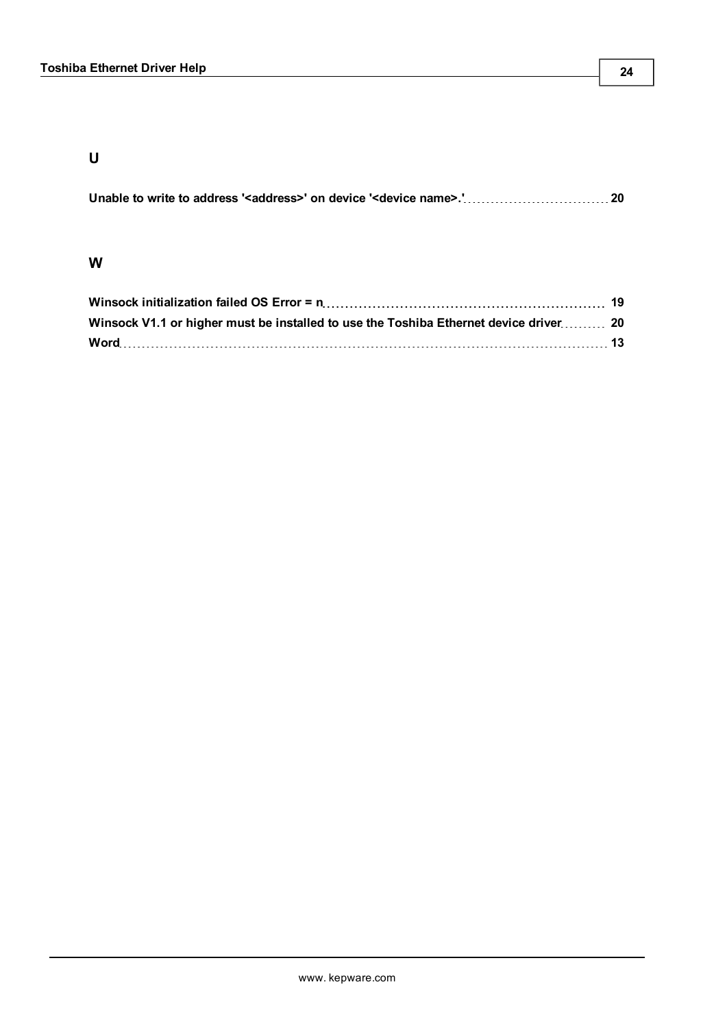## U

**Unable to write to address '<address>' on device '<device name>.'** ..... 20

## W

**Winsock initialization failed OS Error = n** ..... 19

**Winsock V1.1 or higher must be installed to use the Toshiba Ethernet device driver** ..... 20

**Word** ..... 13